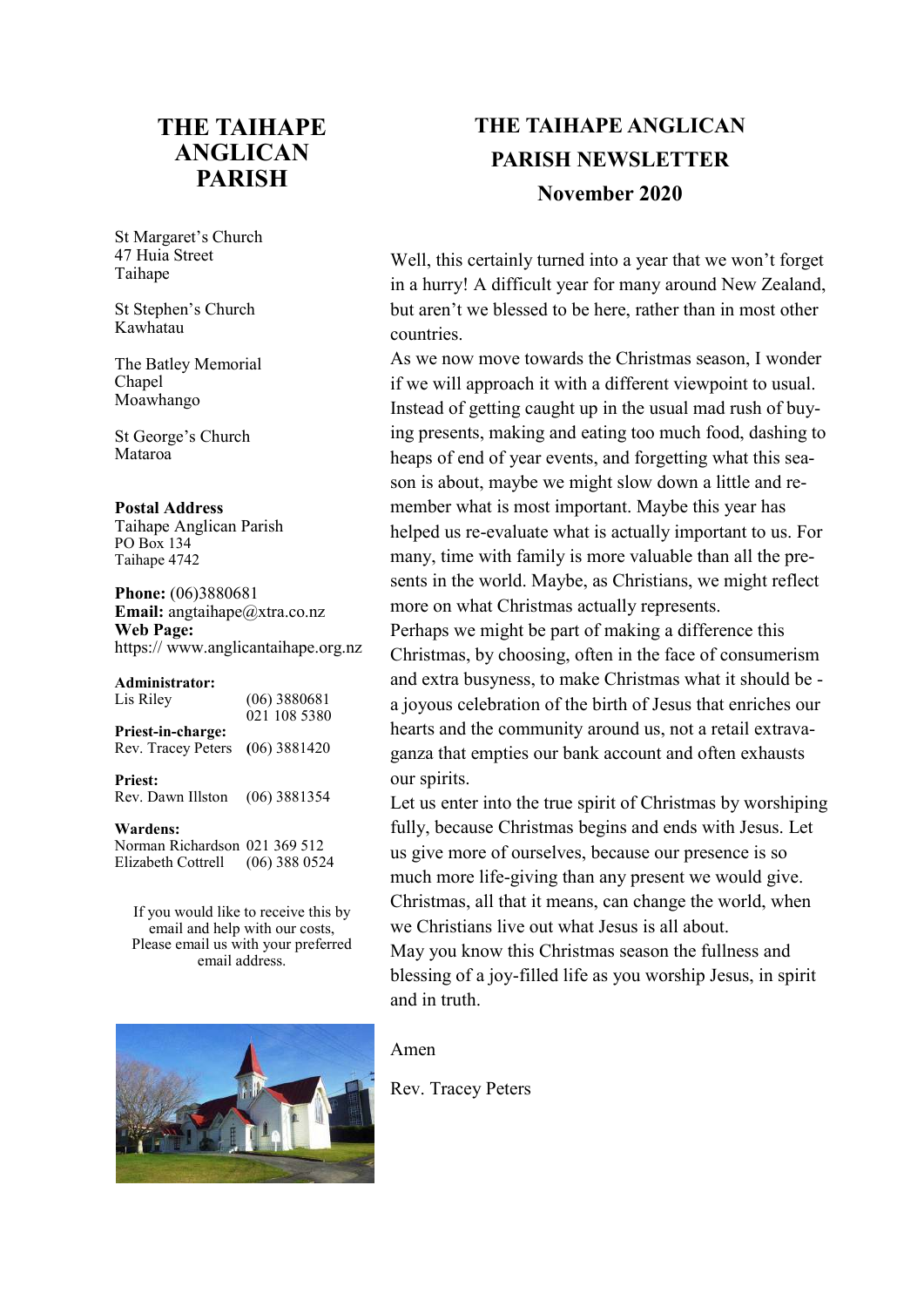# THE TAIHAPE ANGLICAN PARISH

St Margaret's Church
47 Huia Street
Taihape

St Stephen's Church
Kawhatau

The Batley Memorial Chapel
Moawhango

St George's Church
Mataroa

**Postal Address**
Taihape Anglican Parish
PO Box 134
Taihape 4742

**Phone:** (06)3880681
**Email:** angtaihape@xtra.co.nz
**Web Page:**
https:// www.anglicantaihape.org.nz

**Administrator:**
Lis Riley (06) 3880681
021 108 5380

**Priest-in-charge:**
Rev. Tracey Peters (06) 3881420

**Priest:**
Rev. Dawn Illston (06) 3881354

**Wardens:**
Norman Richardson 021 369 512
Elizabeth Cottrell (06) 388 0524

If you would like to receive this by email and help with our costs, Please email us with your preferred email address.

## THE TAIHAPE ANGLICAN PARISH NEWSLETTER
## November 2020

Well, this certainly turned into a year that we won't forget in a hurry! A difficult year for many around New Zealand, but aren't we blessed to be here, rather than in most other countries.

As we now move towards the Christmas season, I wonder if we will approach it with a different viewpoint to usual. Instead of getting caught up in the usual mad rush of buying presents, making and eating too much food, dashing to heaps of end of year events, and forgetting what this season is about, maybe we might slow down a little and remember what is most important. Maybe this year has helped us re-evaluate what is actually important to us. For many, time with family is more valuable than all the presents in the world. Maybe, as Christians, we might reflect more on what Christmas actually represents.

Perhaps we might be part of making a difference this Christmas, by choosing, often in the face of consumerism and extra busyness, to make Christmas what it should be - a joyous celebration of the birth of Jesus that enriches our hearts and the community around us, not a retail extravaganza that empties our bank account and often exhausts our spirits.

Let us enter into the true spirit of Christmas by worshiping fully, because Christmas begins and ends with Jesus. Let us give more of ourselves, because our presence is so much more life-giving than any present we would give. Christmas, all that it means, can change the world, when we Christians live out what Jesus is all about.

May you know this Christmas season the fullness and blessing of a joy-filled life as you worship Jesus, in spirit and in truth.

Amen

Rev. Tracey Peters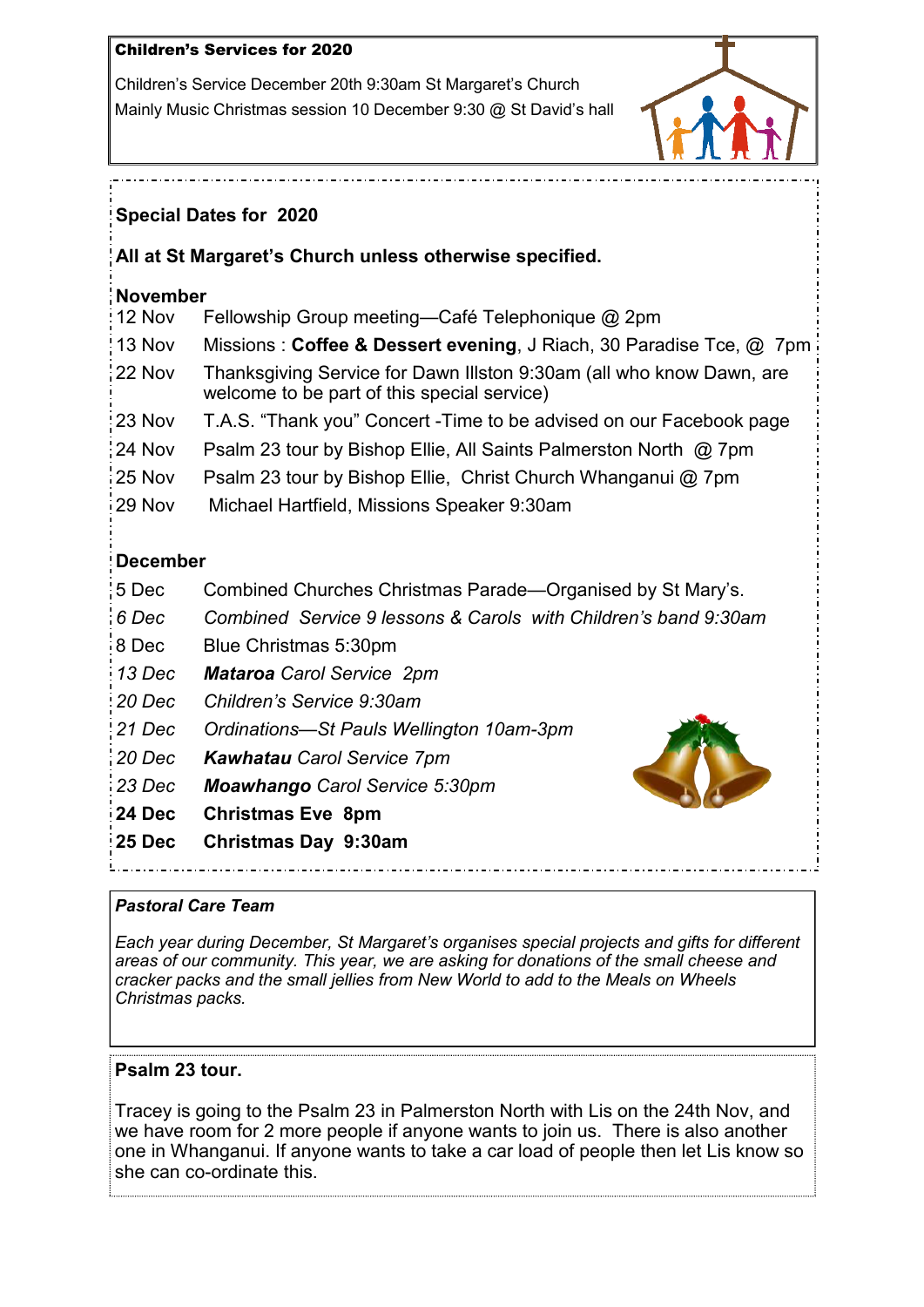**Children's Services for 2020**

Children's Service December 20th 9:30am St Margaret's Church

Mainly Music Christmas session 10 December 9:30 @ St David's hall

**Special Dates for 2020**

**All at St Margaret's Church unless otherwise specified.**

**November**

| | |
|---|---|
| 12 Nov | Fellowship Group meeting—Café Telephonique @ 2pm |
| 13 Nov | Missions : **Coffee & Dessert evening**, J Riach, 30 Paradise Tce, @ 7pm |
| 22 Nov | Thanksgiving Service for Dawn Illston 9:30am (all who know Dawn, are welcome to be part of this special service) |
| 23 Nov | T.A.S. "Thank you" Concert -Time to be advised on our Facebook page |
| 24 Nov | Psalm 23 tour by Bishop Ellie, All Saints Palmerston North @ 7pm |
| 25 Nov | Psalm 23 tour by Bishop Ellie, Christ Church Whanganui @ 7pm |
| 29 Nov | Michael Hartfield, Missions Speaker 9:30am |

**December**

| | |
|---|---|
| 5 Dec | Combined Churches Christmas Parade—Organised by St Mary's. |
| *6 Dec* | *Combined Service 9 lessons & Carols with Children's band 9:30am* |
| 8 Dec | Blue Christmas 5:30pm |
| *13 Dec* | ***Mataroa** Carol Service 2pm* |
| *20 Dec* | *Children's Service 9:30am* |
| *21 Dec* | *Ordinations—St Pauls Wellington 10am-3pm* |
| *20 Dec* | ***Kawhatau** Carol Service 7pm* |
| *23 Dec* | ***Moawhango** Carol Service 5:30pm* |
| **24 Dec** | **Christmas Eve 8pm** |
| **25 Dec** | **Christmas Day 9:30am** |

***Pastoral Care Team***

*Each year during December, St Margaret's organises special projects and gifts for different areas of our community. This year, we are asking for donations of the small cheese and cracker packs and the small jellies from New World to add to the Meals on Wheels Christmas packs.*

**Psalm 23 tour.**

Tracey is going to the Psalm 23 in Palmerston North with Lis on the 24th Nov, and we have room for 2 more people if anyone wants to join us. There is also another one in Whanganui. If anyone wants to take a car load of people then let Lis know so she can co-ordinate this.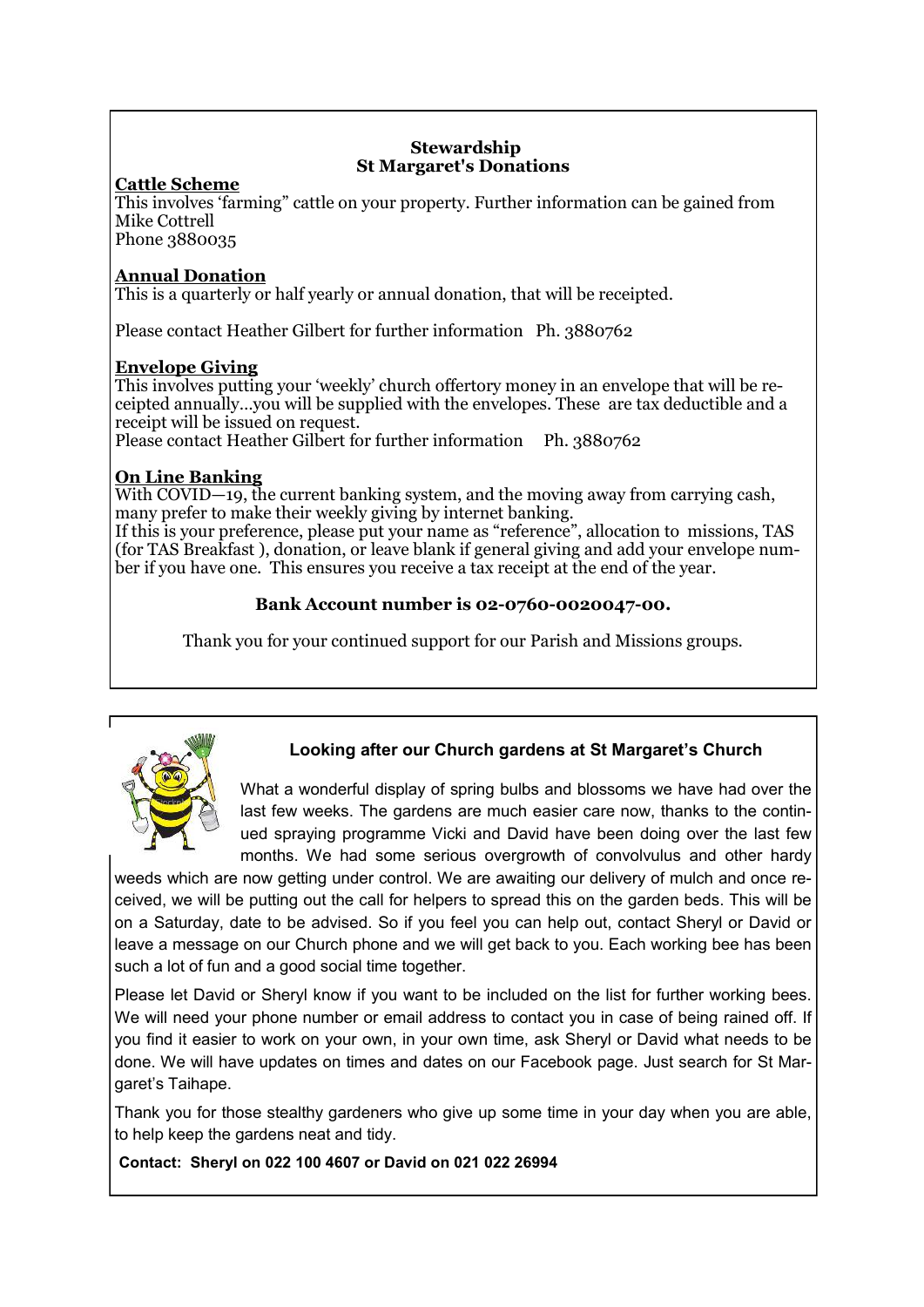## Stewardship
## St Margaret's Donations

**Cattle Scheme**

This involves 'farming" cattle on your property. Further information can be gained from Mike Cottrell
Phone 3880035

**Annual Donation**

This is a quarterly or half yearly or annual donation, that will be receipted.

Please contact Heather Gilbert for further information Ph. 3880762

**Envelope Giving**

This involves putting your 'weekly' church offertory money in an envelope that will be receipted annually…you will be supplied with the envelopes. These are tax deductible and a receipt will be issued on request.
Please contact Heather Gilbert for further information Ph. 3880762

**On Line Banking**

With COVID—19, the current banking system, and the moving away from carrying cash, many prefer to make their weekly giving by internet banking.
If this is your preference, please put your name as "reference", allocation to missions, TAS (for TAS Breakfast ), donation, or leave blank if general giving and add your envelope number if you have one. This ensures you receive a tax receipt at the end of the year.

**Bank Account number is 02-0760-0020047-00.**

Thank you for your continued support for our Parish and Missions groups.

### Looking after our Church gardens at St Margaret's Church

What a wonderful display of spring bulbs and blossoms we have had over the last few weeks. The gardens are much easier care now, thanks to the continued spraying programme Vicki and David have been doing over the last few months. We had some serious overgrowth of convolvulus and other hardy weeds which are now getting under control. We are awaiting our delivery of mulch and once received, we will be putting out the call for helpers to spread this on the garden beds. This will be on a Saturday, date to be advised. So if you feel you can help out, contact Sheryl or David or leave a message on our Church phone and we will get back to you. Each working bee has been such a lot of fun and a good social time together.

Please let David or Sheryl know if you want to be included on the list for further working bees. We will need your phone number or email address to contact you in case of being rained off. If you find it easier to work on your own, in your own time, ask Sheryl or David what needs to be done. We will have updates on times and dates on our Facebook page. Just search for St Margaret's Taihape.

Thank you for those stealthy gardeners who give up some time in your day when you are able, to help keep the gardens neat and tidy.

**Contact: Sheryl on 022 100 4607 or David on 021 022 26994**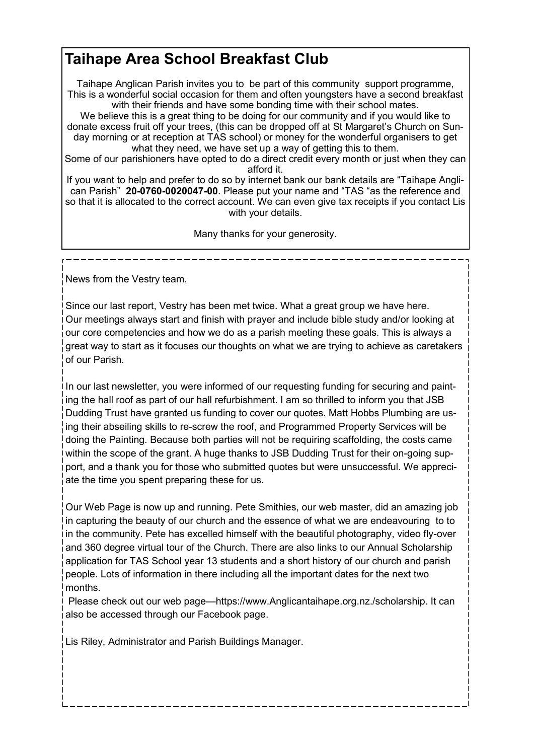## Taihape Area School Breakfast Club

Taihape Anglican Parish invites you to be part of this community support programme, This is a wonderful social occasion for them and often youngsters have a second breakfast with their friends and have some bonding time with their school mates.

We believe this is a great thing to be doing for our community and if you would like to donate excess fruit off your trees, (this can be dropped off at St Margaret's Church on Sunday morning or at reception at TAS school) or money for the wonderful organisers to get what they need, we have set up a way of getting this to them.

Some of our parishioners have opted to do a direct credit every month or just when they can afford it.

If you want to help and prefer to do so by internet bank our bank details are "Taihape Anglican Parish" **20-0760-0020047-00**. Please put your name and "TAS "as the reference and so that it is allocated to the correct account. We can even give tax receipts if you contact Lis with your details.

Many thanks for your generosity.

---

News from the Vestry team.

Since our last report, Vestry has been met twice. What a great group we have here. Our meetings always start and finish with prayer and include bible study and/or looking at our core competencies and how we do as a parish meeting these goals. This is always a great way to start as it focuses our thoughts on what we are trying to achieve as caretakers of our Parish.

In our last newsletter, you were informed of our requesting funding for securing and painting the hall roof as part of our hall refurbishment. I am so thrilled to inform you that JSB Dudding Trust have granted us funding to cover our quotes. Matt Hobbs Plumbing are using their abseiling skills to re-screw the roof, and Programmed Property Services will be doing the Painting. Because both parties will not be requiring scaffolding, the costs came within the scope of the grant. A huge thanks to JSB Dudding Trust for their on-going support, and a thank you for those who submitted quotes but were unsuccessful. We appreciate the time you spent preparing these for us.

Our Web Page is now up and running. Pete Smithies, our web master, did an amazing job in capturing the beauty of our church and the essence of what we are endeavouring to to in the community. Pete has excelled himself with the beautiful photography, video fly-over and 360 degree virtual tour of the Church. There are also links to our Annual Scholarship application for TAS School year 13 students and a short history of our church and parish people. Lots of information in there including all the important dates for the next two months.

Please check out our web page—https://www.Anglicantaihape.org.nz./scholarship. It can also be accessed through our Facebook page.

Lis Riley, Administrator and Parish Buildings Manager.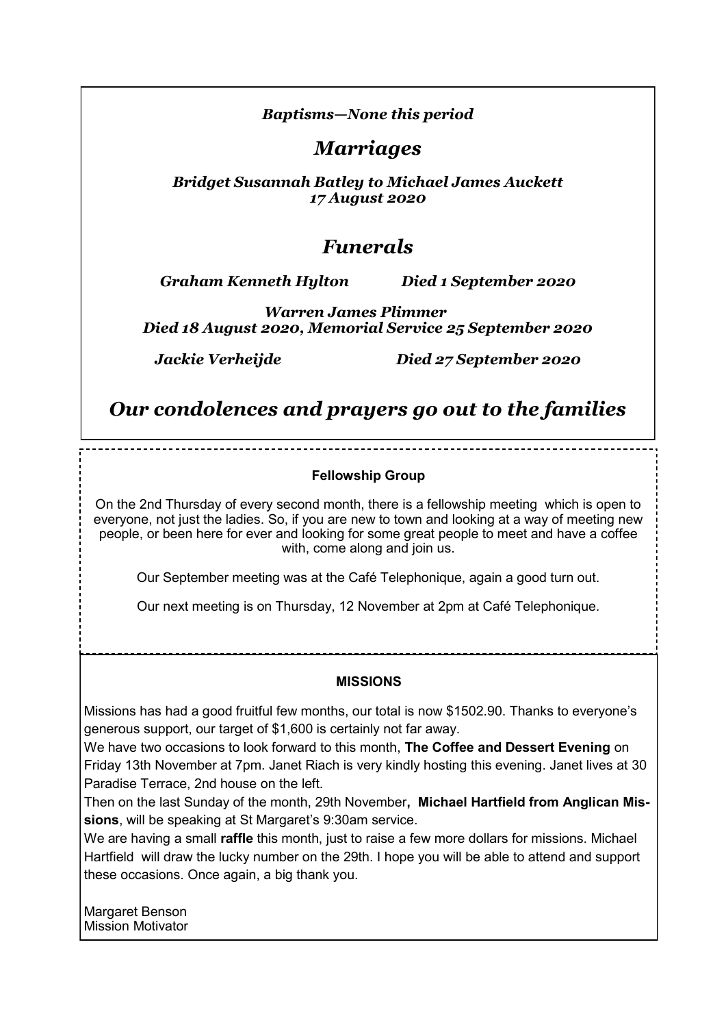***Baptisms—None this period***

## *Marriages*

***Bridget Susannah Batley to Michael James Auckett***
***17 August 2020***

## *Funerals*

***Graham Kenneth Hylton*** ***Died 1 September 2020***

***Warren James Plimmer***
***Died 18 August 2020, Memorial Service 25 September 2020***

***Jackie Verheijde*** ***Died 27 September 2020***

## *Our condolences and prayers go out to the families*

---

**Fellowship Group**

On the 2nd Thursday of every second month, there is a fellowship meeting which is open to everyone, not just the ladies. So, if you are new to town and looking at a way of meeting new people, or been here for ever and looking for some great people to meet and have a coffee with, come along and join us.

Our September meeting was at the Café Telephonique, again a good turn out.

Our next meeting is on Thursday, 12 November at 2pm at Café Telephonique.

---

**MISSIONS**

Missions has had a good fruitful few months, our total is now $1502.90. Thanks to everyone's generous support, our target of $1,600 is certainly not far away.

We have two occasions to look forward to this month, **The Coffee and Dessert Evening** on Friday 13th November at 7pm. Janet Riach is very kindly hosting this evening. Janet lives at 30 Paradise Terrace, 2nd house on the left.

Then on the last Sunday of the month, 29th November**, Michael Hartfield from Anglican Missions**, will be speaking at St Margaret's 9:30am service.

We are having a small **raffle** this month, just to raise a few more dollars for missions. Michael Hartfield will draw the lucky number on the 29th. I hope you will be able to attend and support these occasions. Once again, a big thank you.

Margaret Benson
Mission Motivator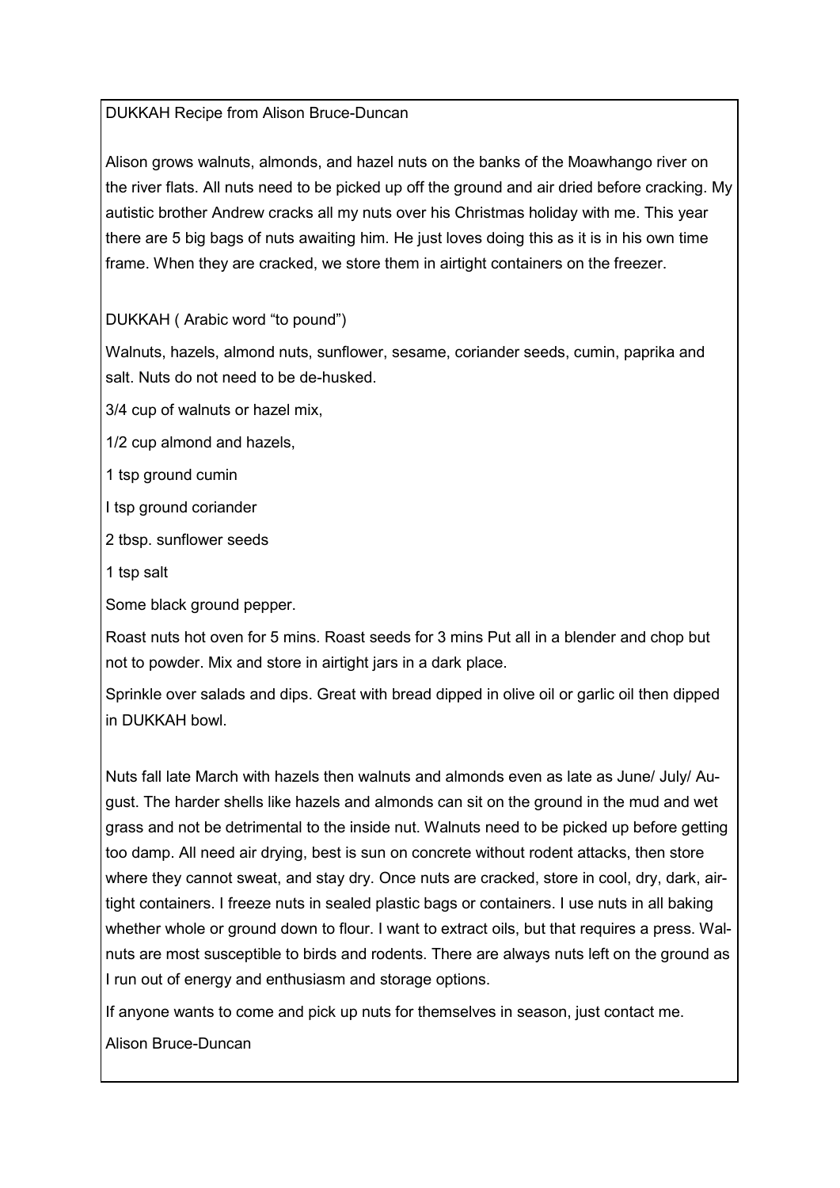DUKKAH Recipe from Alison Bruce-Duncan

Alison grows walnuts, almonds, and hazel nuts on the banks of the Moawhango river on the river flats. All nuts need to be picked up off the ground and air dried before cracking. My autistic brother Andrew cracks all my nuts over his Christmas holiday with me. This year there are 5 big bags of nuts awaiting him. He just loves doing this as it is in his own time frame. When they are cracked, we store them in airtight containers on the freezer.

DUKKAH ( Arabic word "to pound")

Walnuts, hazels, almond nuts, sunflower, sesame, coriander seeds, cumin, paprika and salt. Nuts do not need to be de-husked.

3/4 cup of walnuts or hazel mix,

1/2 cup almond and hazels,

1 tsp ground cumin

I tsp ground coriander

2 tbsp. sunflower seeds

1 tsp salt

Some black ground pepper.

Roast nuts hot oven for 5 mins. Roast seeds for 3 mins Put all in a blender and chop but not to powder. Mix and store in airtight jars in a dark place.

Sprinkle over salads and dips. Great with bread dipped in olive oil or garlic oil then dipped in DUKKAH bowl.

Nuts fall late March with hazels then walnuts and almonds even as late as June/ July/ August. The harder shells like hazels and almonds can sit on the ground in the mud and wet grass and not be detrimental to the inside nut. Walnuts need to be picked up before getting too damp. All need air drying, best is sun on concrete without rodent attacks, then store where they cannot sweat, and stay dry. Once nuts are cracked, store in cool, dry, dark, airtight containers. I freeze nuts in sealed plastic bags or containers. I use nuts in all baking whether whole or ground down to flour. I want to extract oils, but that requires a press. Walnuts are most susceptible to birds and rodents. There are always nuts left on the ground as I run out of energy and enthusiasm and storage options.

If anyone wants to come and pick up nuts for themselves in season, just contact me.

Alison Bruce-Duncan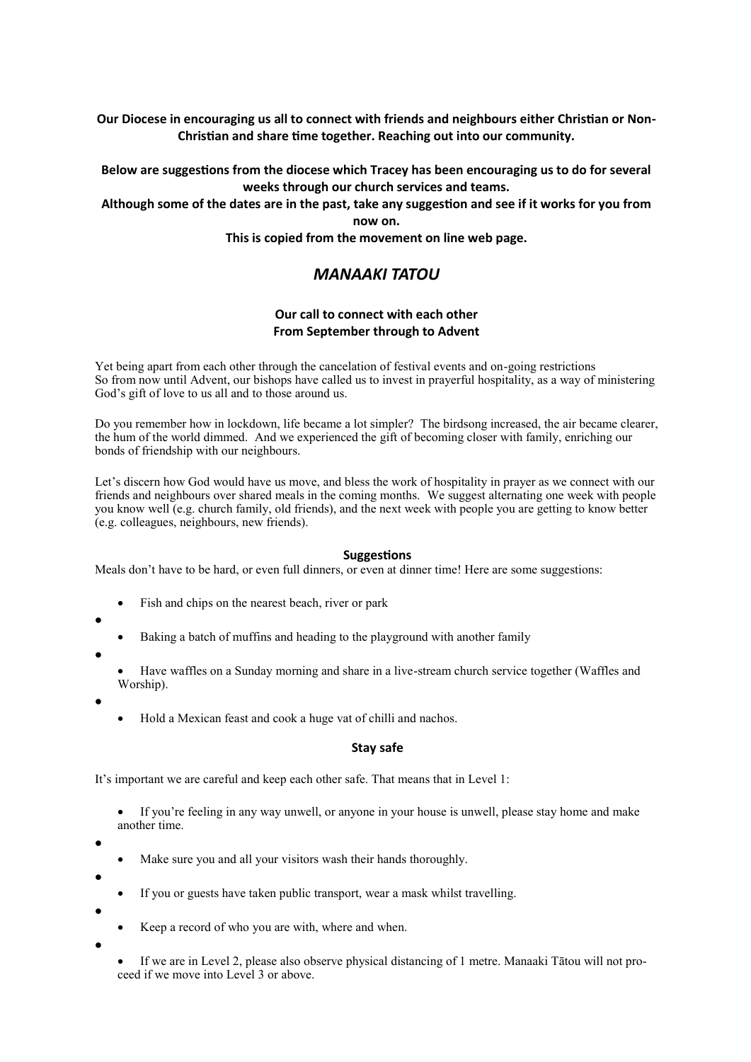**Our Diocese in encouraging us all to connect with friends and neighbours either Christian or Non-Christian and share time together. Reaching out into our community.**

**Below are suggestions from the diocese which Tracey has been encouraging us to do for several weeks through our church services and teams.**

**Although some of the dates are in the past, take any suggestion and see if it works for you from now on.**

**This is copied from the movement on line web page.**

## *MANAAKI TATOU*

**Our call to connect with each other**
**From September through to Advent**

Yet being apart from each other through the cancelation of festival events and on-going restrictions
So from now until Advent, our bishops have called us to invest in prayerful hospitality, as a way of ministering God's gift of love to us all and to those around us.

Do you remember how in lockdown, life became a lot simpler? The birdsong increased, the air became clearer, the hum of the world dimmed. And we experienced the gift of becoming closer with family, enriching our bonds of friendship with our neighbours.

Let's discern how God would have us move, and bless the work of hospitality in prayer as we connect with our friends and neighbours over shared meals in the coming months. We suggest alternating one week with people you know well (e.g. church family, old friends), and the next week with people you are getting to know better (e.g. colleagues, neighbours, new friends).

**Suggestions**

Meals don't have to be hard, or even full dinners, or even at dinner time! Here are some suggestions:

- Fish and chips on the nearest beach, river or park
- Baking a batch of muffins and heading to the playground with another family
- Have waffles on a Sunday morning and share in a live-stream church service together (Waffles and Worship).
- Hold a Mexican feast and cook a huge vat of chilli and nachos.

**Stay safe**

It's important we are careful and keep each other safe. That means that in Level 1:

- If you're feeling in any way unwell, or anyone in your house is unwell, please stay home and make another time.
- Make sure you and all your visitors wash their hands thoroughly.
- If you or guests have taken public transport, wear a mask whilst travelling.
- Keep a record of who you are with, where and when.
- If we are in Level 2, please also observe physical distancing of 1 metre. Manaaki Tātou will not proceed if we move into Level 3 or above.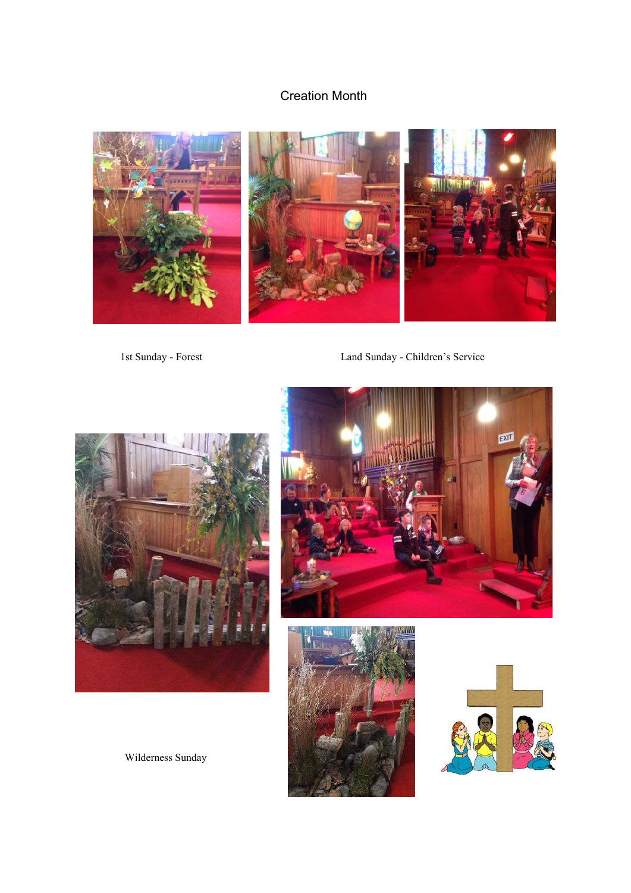# Creation Month

1st Sunday - Forest

Land Sunday - Children's Service

Wilderness Sunday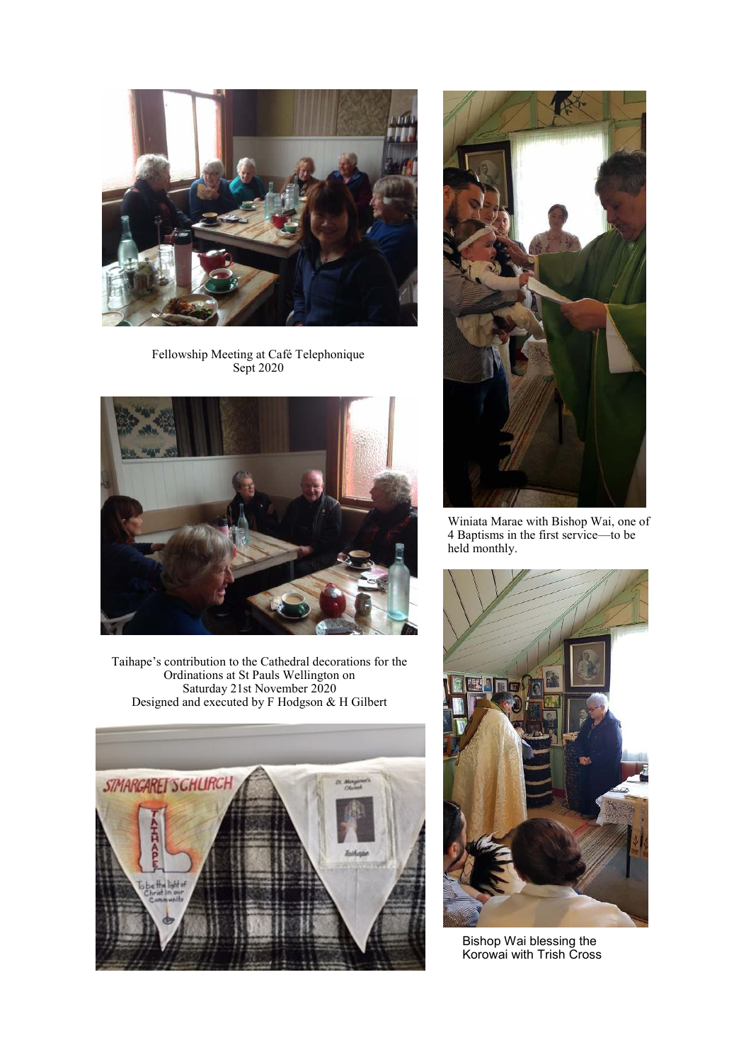Fellowship Meeting at Café Telephonique
Sept 2020

Taihape's contribution to the Cathedral decorations for the Ordinations at St Pauls Wellington on Saturday 21st November 2020
Designed and executed by F Hodgson & H Gilbert

Winiata Marae with Bishop Wai, one of 4 Baptisms in the first service—to be held monthly.

Bishop Wai blessing the Korowai with Trish Cross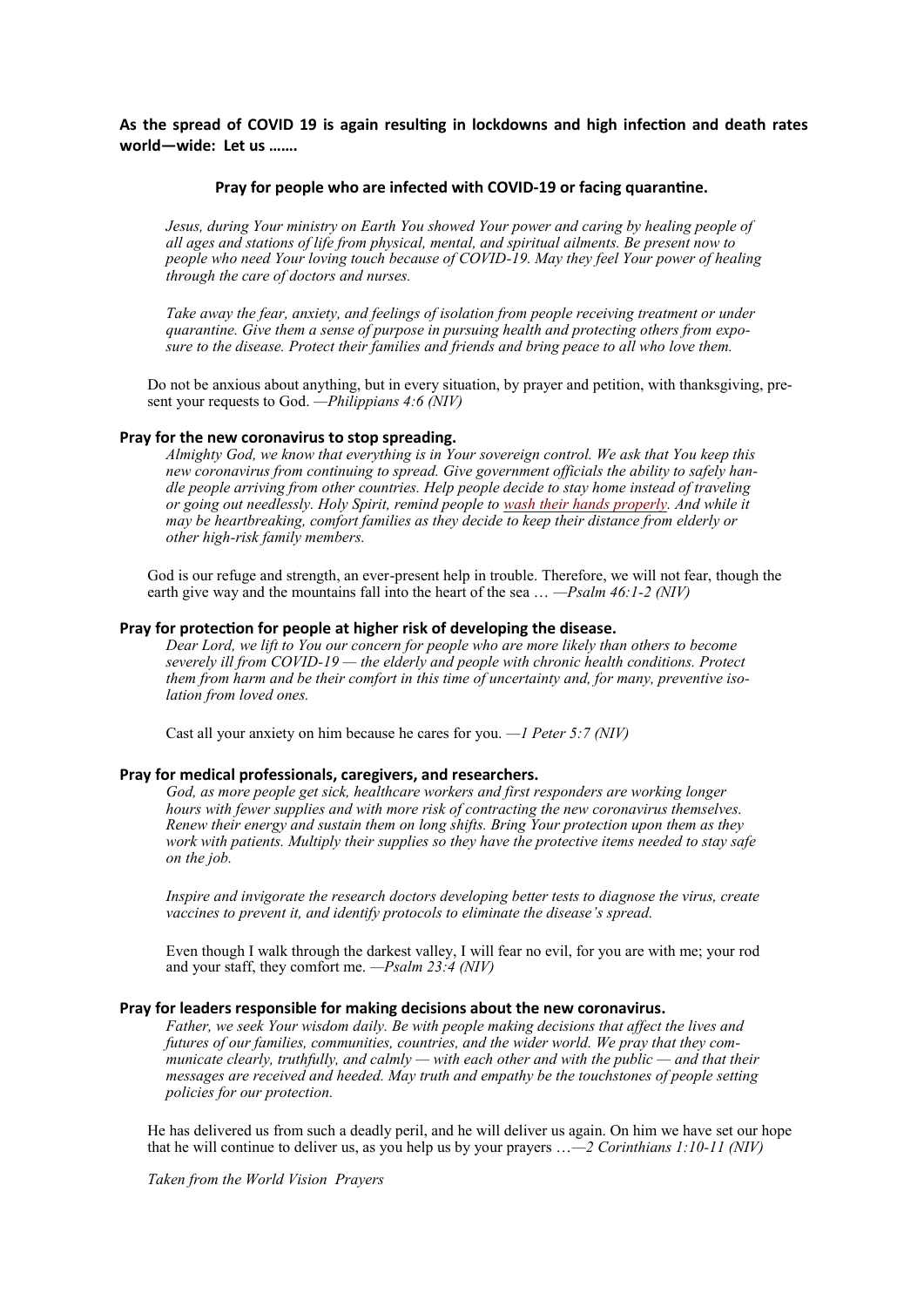**As the spread of COVID 19 is again resulting in lockdowns and high infection and death rates world—wide: Let us …….**

**Pray for people who are infected with COVID-19 or facing quarantine.**

*Jesus, during Your ministry on Earth You showed Your power and caring by healing people of all ages and stations of life from physical, mental, and spiritual ailments. Be present now to people who need Your loving touch because of COVID-19. May they feel Your power of healing through the care of doctors and nurses.*

*Take away the fear, anxiety, and feelings of isolation from people receiving treatment or under quarantine. Give them a sense of purpose in pursuing health and protecting others from exposure to the disease. Protect their families and friends and bring peace to all who love them.*

Do not be anxious about anything, but in every situation, by prayer and petition, with thanksgiving, present your requests to God. *—Philippians 4:6 (NIV)*

**Pray for the new coronavirus to stop spreading.**

*Almighty God, we know that everything is in Your sovereign control. We ask that You keep this new coronavirus from continuing to spread. Give government officials the ability to safely handle people arriving from other countries. Help people decide to stay home instead of traveling or going out needlessly. Holy Spirit, remind people to wash their hands properly. And while it may be heartbreaking, comfort families as they decide to keep their distance from elderly or other high-risk family members.*

God is our refuge and strength, an ever-present help in trouble. Therefore, we will not fear, though the earth give way and the mountains fall into the heart of the sea … *—Psalm 46:1-2 (NIV)*

**Pray for protection for people at higher risk of developing the disease.**

*Dear Lord, we lift to You our concern for people who are more likely than others to become severely ill from COVID-19 — the elderly and people with chronic health conditions. Protect them from harm and be their comfort in this time of uncertainty and, for many, preventive isolation from loved ones.*

Cast all your anxiety on him because he cares for you. *—1 Peter 5:7 (NIV)*

**Pray for medical professionals, caregivers, and researchers.**

*God, as more people get sick, healthcare workers and first responders are working longer hours with fewer supplies and with more risk of contracting the new coronavirus themselves. Renew their energy and sustain them on long shifts. Bring Your protection upon them as they work with patients. Multiply their supplies so they have the protective items needed to stay safe on the job.*

*Inspire and invigorate the research doctors developing better tests to diagnose the virus, create vaccines to prevent it, and identify protocols to eliminate the disease's spread.*

Even though I walk through the darkest valley, I will fear no evil, for you are with me; your rod and your staff, they comfort me. *—Psalm 23:4 (NIV)*

**Pray for leaders responsible for making decisions about the new coronavirus.**

*Father, we seek Your wisdom daily. Be with people making decisions that affect the lives and futures of our families, communities, countries, and the wider world. We pray that they communicate clearly, truthfully, and calmly — with each other and with the public — and that their messages are received and heeded. May truth and empathy be the touchstones of people setting policies for our protection.*

He has delivered us from such a deadly peril, and he will deliver us again. On him we have set our hope that he will continue to deliver us, as you help us by your prayers …*—2 Corinthians 1:10-11 (NIV)*

*Taken from the World Vision Prayers*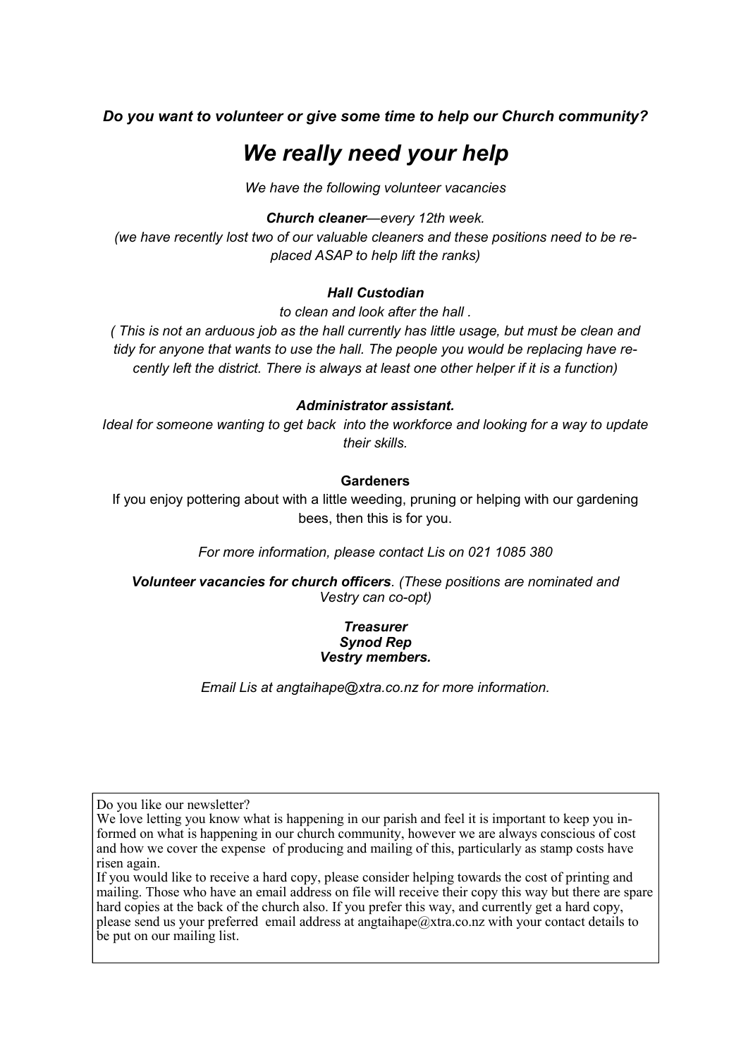***Do you want to volunteer or give some time to help our Church community?***

# *We really need your help*

*We have the following volunteer vacancies*

***Church cleaner****—every 12th week.*
*(we have recently lost two of our valuable cleaners and these positions need to be replaced ASAP to help lift the ranks)*

***Hall Custodian***

*to clean and look after the hall .*
*( This is not an arduous job as the hall currently has little usage, but must be clean and tidy for anyone that wants to use the hall. The people you would be replacing have recently left the district. There is always at least one other helper if it is a function)*

***Administrator assistant.***

*Ideal for someone wanting to get back into the workforce and looking for a way to update their skills.*

**Gardeners**

If you enjoy pottering about with a little weeding, pruning or helping with our gardening bees, then this is for you.

*For more information, please contact Lis on 021 1085 380*

***Volunteer vacancies for church officers****. (These positions are nominated and Vestry can co-opt)*

***Treasurer***
***Synod Rep***
***Vestry members.***

*Email Lis at angtaihape@xtra.co.nz for more information.*

Do you like our newsletter?
We love letting you know what is happening in our parish and feel it is important to keep you informed on what is happening in our church community, however we are always conscious of cost and how we cover the expense of producing and mailing of this, particularly as stamp costs have risen again.
If you would like to receive a hard copy, please consider helping towards the cost of printing and mailing. Those who have an email address on file will receive their copy this way but there are spare hard copies at the back of the church also. If you prefer this way, and currently get a hard copy, please send us your preferred email address at angtaihape@xtra.co.nz with your contact details to be put on our mailing list.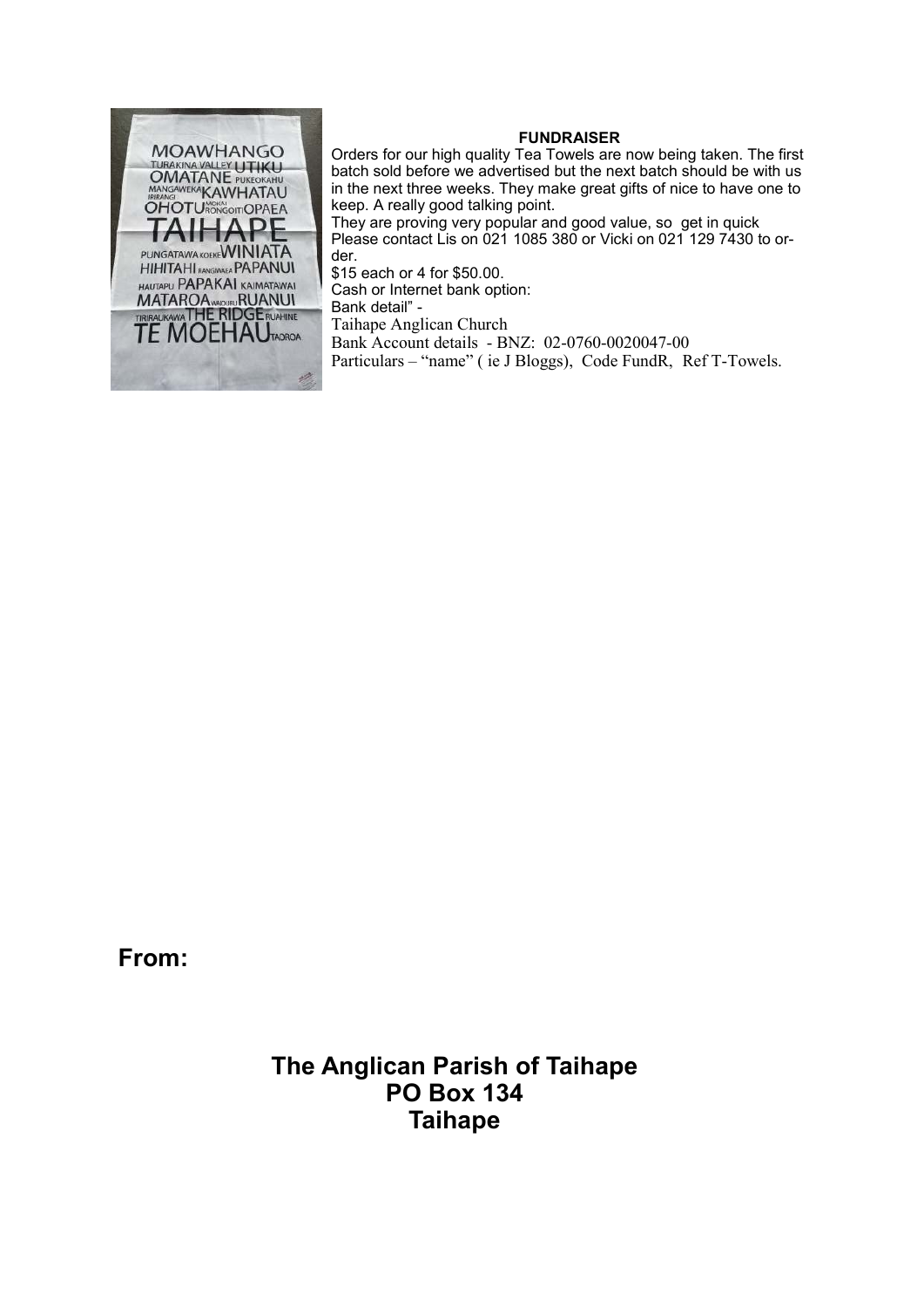**FUNDRAISER**

Orders for our high quality Tea Towels are now being taken. The first batch sold before we advertised but the next batch should be with us in the next three weeks. They make great gifts of nice to have one to keep. A really good talking point.

They are proving very popular and good value, so get in quick

Please contact Lis on 021 1085 380 or Vicki on 021 129 7430 to order.

$15 each or 4 for $50.00.

Cash or Internet bank option:

Bank detail" -

Taihape Anglican Church

Bank Account details - BNZ: 02-0760-0020047-00

Particulars – "name" ( ie J Bloggs), Code FundR, Ref T-Towels.

**From:**

**The Anglican Parish of Taihape**
**PO Box 134**
**Taihape**